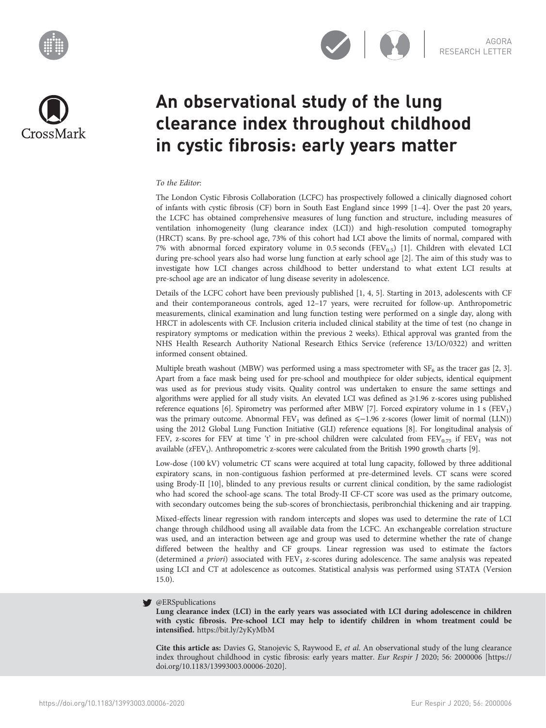AGORA
RESEARCH LETTER

# An observational study of the lung clearance index throughout childhood in cystic fibrosis: early years matter

*To the Editor*:

The London Cystic Fibrosis Collaboration (LCFC) has prospectively followed a clinically diagnosed cohort of infants with cystic fibrosis (CF) born in South East England since 1999 [1–4]. Over the past 20 years, the LCFC has obtained comprehensive measures of lung function and structure, including measures of ventilation inhomogeneity (lung clearance index (LCI)) and high-resolution computed tomography (HRCT) scans. By pre-school age, 73% of this cohort had LCI above the limits of normal, compared with 7% with abnormal forced expiratory volume in 0.5 seconds ($FEV_{0.5}$) [1]. Children with elevated LCI during pre-school years also had worse lung function at early school age [2]. The aim of this study was to investigate how LCI changes across childhood to better understand to what extent LCI results at pre-school age are an indicator of lung disease severity in adolescence.

Details of the LCFC cohort have been previously published [1, 4, 5]. Starting in 2013, adolescents with CF and their contemporaneous controls, aged 12–17 years, were recruited for follow-up. Anthropometric measurements, clinical examination and lung function testing were performed on a single day, along with HRCT in adolescents with CF. Inclusion criteria included clinical stability at the time of test (no change in respiratory symptoms or medication within the previous 2 weeks). Ethical approval was granted from the NHS Health Research Authority National Research Ethics Service (reference 13/LO/0322) and written informed consent obtained.

Multiple breath washout (MBW) was performed using a mass spectrometer with $SF_6$ as the tracer gas [2, 3]. Apart from a face mask being used for pre-school and mouthpiece for older subjects, identical equipment was used as for previous study visits. Quality control was undertaken to ensure the same settings and algorithms were applied for all study visits. An elevated LCI was defined as ⩾1.96 z-scores using published reference equations [6]. Spirometry was performed after MBW [7]. Forced expiratory volume in 1 s ($FEV_1$) was the primary outcome. Abnormal $FEV_1$ was defined as ⩽−1.96 z-scores (lower limit of normal (LLN)) using the 2012 Global Lung Function Initiative (GLI) reference equations [8]. For longitudinal analysis of FEV, z-scores for FEV at time 't' in pre-school children were calculated from $FEV_{0.75}$ if $FEV_1$ was not available ($zFEV_t$). Anthropometric z-scores were calculated from the British 1990 growth charts [9].

Low-dose (100 kV) volumetric CT scans were acquired at total lung capacity, followed by three additional expiratory scans, in non-contiguous fashion performed at pre-determined levels. CT scans were scored using Brody-II [10], blinded to any previous results or current clinical condition, by the same radiologist who had scored the school-age scans. The total Brody-II CF-CT score was used as the primary outcome, with secondary outcomes being the sub-scores of bronchiectasis, peribronchial thickening and air trapping.

Mixed-effects linear regression with random intercepts and slopes was used to determine the rate of LCI change through childhood using all available data from the LCFC. An exchangeable correlation structure was used, and an interaction between age and group was used to determine whether the rate of change differed between the healthy and CF groups. Linear regression was used to estimate the factors (determined *a priori*) associated with $FEV_1$ z-scores during adolescence. The same analysis was repeated using LCI and CT at adolescence as outcomes. Statistical analysis was performed using STATA (Version 15.0).

@ERSpublications
**Lung clearance index (LCI) in the early years was associated with LCI during adolescence in children with cystic fibrosis. Pre-school LCI may help to identify children in whom treatment could be intensified.** https://bit.ly/2yKyMbM

**Cite this article as:** Davies G, Stanojevic S, Raywood E, *et al*. An observational study of the lung clearance index throughout childhood in cystic fibrosis: early years matter. *Eur Respir J* 2020; 56: 2000006 [https://doi.org/10.1183/13993003.00006-2020].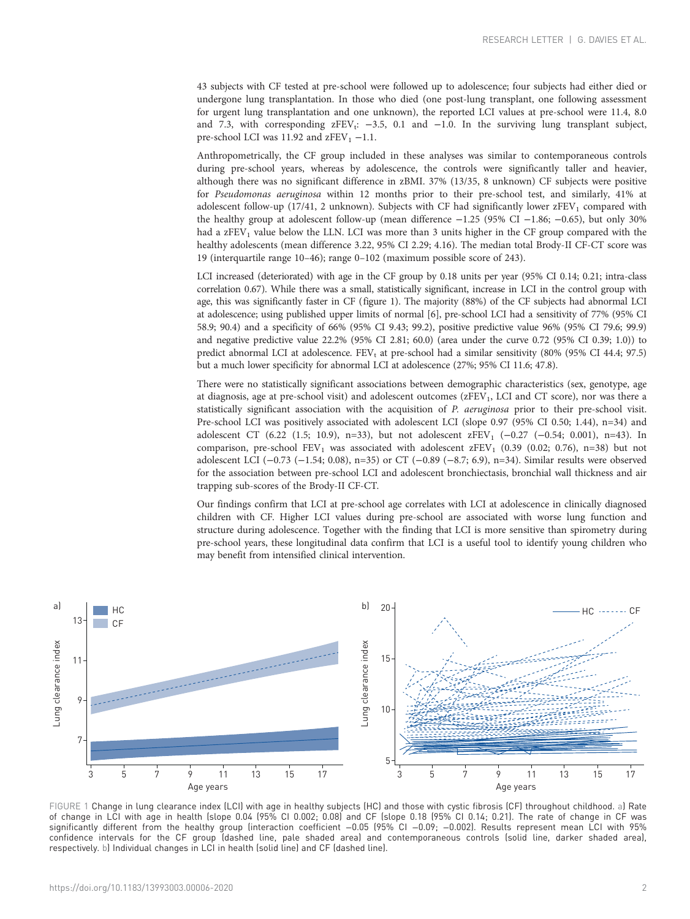43 subjects with CF tested at pre-school were followed up to adolescence; four subjects had either died or undergone lung transplantation. In those who died (one post-lung transplant, one following assessment for urgent lung transplantation and one unknown), the reported LCI values at pre-school were 11.4, 8.0 and 7.3, with corresponding $zFEV_t$: −3.5, 0.1 and −1.0. In the surviving lung transplant subject, pre-school LCI was 11.92 and $zFEV_1$ −1.1.

Anthropometrically, the CF group included in these analyses was similar to contemporaneous controls during pre-school years, whereas by adolescence, the controls were significantly taller and heavier, although there was no significant difference in zBMI. 37% (13/35, 8 unknown) CF subjects were positive for *Pseudomonas aeruginosa* within 12 months prior to their pre-school test, and similarly, 41% at adolescent follow-up (17/41, 2 unknown). Subjects with CF had significantly lower $zFEV_1$ compared with the healthy group at adolescent follow-up (mean difference −1.25 (95% CI −1.86; −0.65), but only 30% had a $zFEV_1$ value below the LLN. LCI was more than 3 units higher in the CF group compared with the healthy adolescents (mean difference 3.22, 95% CI 2.29; 4.16). The median total Brody-II CF-CT score was 19 (interquartile range 10–46); range 0–102 (maximum possible score of 243).

LCI increased (deteriorated) with age in the CF group by 0.18 units per year (95% CI 0.14; 0.21; intra-class correlation 0.67). While there was a small, statistically significant, increase in LCI in the control group with age, this was significantly faster in CF (figure 1). The majority (88%) of the CF subjects had abnormal LCI at adolescence; using published upper limits of normal [6], pre-school LCI had a sensitivity of 77% (95% CI 58.9; 90.4) and a specificity of 66% (95% CI 9.43; 99.2), positive predictive value 96% (95% CI 79.6; 99.9) and negative predictive value 22.2% (95% CI 2.81; 60.0) (area under the curve 0.72 (95% CI 0.39; 1.0)) to predict abnormal LCI at adolescence. $FEV_t$ at pre-school had a similar sensitivity (80% (95% CI 44.4; 97.5) but a much lower specificity for abnormal LCI at adolescence (27%; 95% CI 11.6; 47.8).

There were no statistically significant associations between demographic characteristics (sex, genotype, age at diagnosis, age at pre-school visit) and adolescent outcomes ($zFEV_1$, LCI and CT score), nor was there a statistically significant association with the acquisition of *P. aeruginosa* prior to their pre-school visit. Pre-school LCI was positively associated with adolescent LCI (slope 0.97 (95% CI 0.50; 1.44), n=34) and adolescent CT (6.22 (1.5; 10.9), n=33), but not adolescent $zFEV_1$ (−0.27 (−0.54; 0.001), n=43). In comparison, pre-school $FEV_1$ was associated with adolescent $zFEV_1$ (0.39 (0.02; 0.76), n=38) but not adolescent LCI (−0.73 (−1.54; 0.08), n=35) or CT (−0.89 (−8.7; 6.9), n=34). Similar results were observed for the association between pre-school LCI and adolescent bronchiectasis, bronchial wall thickness and air trapping sub-scores of the Brody-II CF-CT.

Our findings confirm that LCI at pre-school age correlates with LCI at adolescence in clinically diagnosed children with CF. Higher LCI values during pre-school are associated with worse lung function and structure during adolescence. Together with the finding that LCI is more sensitive than spirometry during pre-school years, these longitudinal data confirm that LCI is a useful tool to identify young children who may benefit from intensified clinical intervention.

a)
HC
CF
Lung clearance index
13
11
9
7
3 5 7 9 11 13 15 17
Age years

b)
HC CF
Lung clearance index
20
15
10
5
3 5 7 9 11 13 15 17
Age years

FIGURE 1 Change in lung clearance index (LCI) with age in healthy subjects (HC) and those with cystic fibrosis (CF) throughout childhood. a) Rate of change in LCI with age in health (slope 0.04 (95% CI 0.002; 0.08) and CF (slope 0.18 (95% CI 0.14; 0.21). The rate of change in CF was significantly different from the healthy group (interaction coefficient −0.05 (95% CI −0.09; −0.002). Results represent mean LCI with 95% confidence intervals for the CF group (dashed line, pale shaded area) and contemporaneous controls (solid line, darker shaded area), respectively. b) Individual changes in LCI in health (solid line) and CF (dashed line).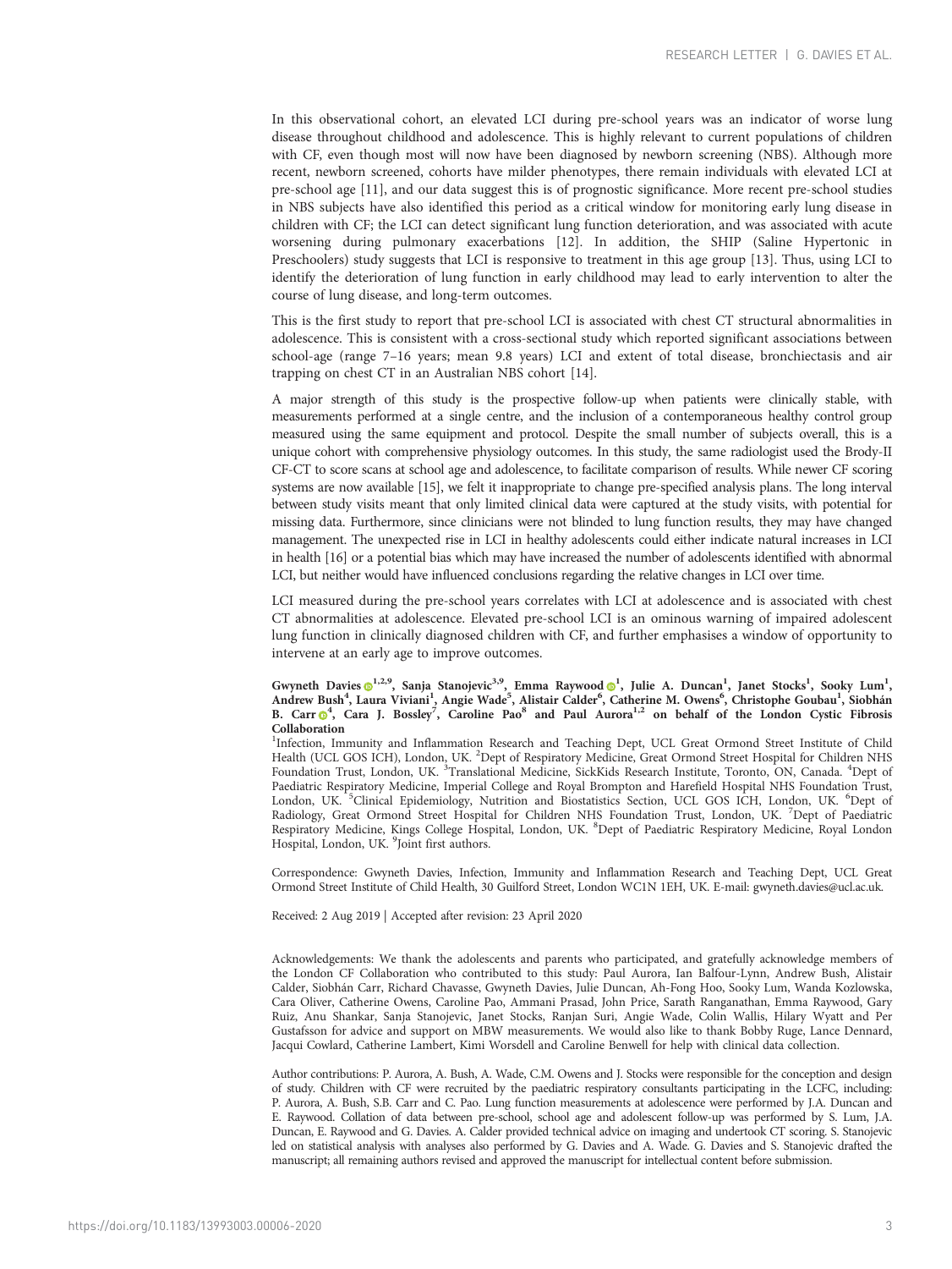In this observational cohort, an elevated LCI during pre-school years was an indicator of worse lung disease throughout childhood and adolescence. This is highly relevant to current populations of children with CF, even though most will now have been diagnosed by newborn screening (NBS). Although more recent, newborn screened, cohorts have milder phenotypes, there remain individuals with elevated LCI at pre-school age [11], and our data suggest this is of prognostic significance. More recent pre-school studies in NBS subjects have also identified this period as a critical window for monitoring early lung disease in children with CF; the LCI can detect significant lung function deterioration, and was associated with acute worsening during pulmonary exacerbations [12]. In addition, the SHIP (Saline Hypertonic in Preschoolers) study suggests that LCI is responsive to treatment in this age group [13]. Thus, using LCI to identify the deterioration of lung function in early childhood may lead to early intervention to alter the course of lung disease, and long-term outcomes.

This is the first study to report that pre-school LCI is associated with chest CT structural abnormalities in adolescence. This is consistent with a cross-sectional study which reported significant associations between school-age (range 7–16 years; mean 9.8 years) LCI and extent of total disease, bronchiectasis and air trapping on chest CT in an Australian NBS cohort [14].

A major strength of this study is the prospective follow-up when patients were clinically stable, with measurements performed at a single centre, and the inclusion of a contemporaneous healthy control group measured using the same equipment and protocol. Despite the small number of subjects overall, this is a unique cohort with comprehensive physiology outcomes. In this study, the same radiologist used the Brody-II CF-CT to score scans at school age and adolescence, to facilitate comparison of results. While newer CF scoring systems are now available [15], we felt it inappropriate to change pre-specified analysis plans. The long interval between study visits meant that only limited clinical data were captured at the study visits, with potential for missing data. Furthermore, since clinicians were not blinded to lung function results, they may have changed management. The unexpected rise in LCI in healthy adolescents could either indicate natural increases in LCI in health [16] or a potential bias which may have increased the number of adolescents identified with abnormal LCI, but neither would have influenced conclusions regarding the relative changes in LCI over time.

LCI measured during the pre-school years correlates with LCI at adolescence and is associated with chest CT abnormalities at adolescence. Elevated pre-school LCI is an ominous warning of impaired adolescent lung function in clinically diagnosed children with CF, and further emphasises a window of opportunity to intervene at an early age to improve outcomes.

**Gwyneth Davies[1,2,9], Sanja Stanojevic[3,9], Emma Raywood[1], Julie A. Duncan[1], Janet Stocks[1], Sooky Lum[1], Andrew Bush[4], Laura Viviani[1], Angie Wade[5], Alistair Calder[6], Catherine M. Owens[6], Christophe Goubau[1], Siobhán B. Carr[4], Cara J. Bossley[7], Caroline Pao[8] and Paul Aurora[1,2] on behalf of the London Cystic Fibrosis Collaboration**

[1]Infection, Immunity and Inflammation Research and Teaching Dept, UCL Great Ormond Street Institute of Child Health (UCL GOS ICH), London, UK. [2]Dept of Respiratory Medicine, Great Ormond Street Hospital for Children NHS Foundation Trust, London, UK. [3]Translational Medicine, SickKids Research Institute, Toronto, ON, Canada. [4]Dept of Paediatric Respiratory Medicine, Imperial College and Royal Brompton and Harefield Hospital NHS Foundation Trust, London, UK. [5]Clinical Epidemiology, Nutrition and Biostatistics Section, UCL GOS ICH, London, UK. [6]Dept of Radiology, Great Ormond Street Hospital for Children NHS Foundation Trust, London, UK. [7]Dept of Paediatric Respiratory Medicine, Kings College Hospital, London, UK. [8]Dept of Paediatric Respiratory Medicine, Royal London Hospital, London, UK. [9]Joint first authors.

Correspondence: Gwyneth Davies, Infection, Immunity and Inflammation Research and Teaching Dept, UCL Great Ormond Street Institute of Child Health, 30 Guilford Street, London WC1N 1EH, UK. E-mail: gwyneth.davies@ucl.ac.uk.

Received: 2 Aug 2019 | Accepted after revision: 23 April 2020

Acknowledgements: We thank the adolescents and parents who participated, and gratefully acknowledge members of the London CF Collaboration who contributed to this study: Paul Aurora, Ian Balfour-Lynn, Andrew Bush, Alistair Calder, Siobhán Carr, Richard Chavasse, Gwyneth Davies, Julie Duncan, Ah-Fong Hoo, Sooky Lum, Wanda Kozlowska, Cara Oliver, Catherine Owens, Caroline Pao, Ammani Prasad, John Price, Sarath Ranganathan, Emma Raywood, Gary Ruiz, Anu Shankar, Sanja Stanojevic, Janet Stocks, Ranjan Suri, Angie Wade, Colin Wallis, Hilary Wyatt and Per Gustafsson for advice and support on MBW measurements. We would also like to thank Bobby Ruge, Lance Dennard, Jacqui Cowlard, Catherine Lambert, Kimi Worsdell and Caroline Benwell for help with clinical data collection.

Author contributions: P. Aurora, A. Bush, A. Wade, C.M. Owens and J. Stocks were responsible for the conception and design of study. Children with CF were recruited by the paediatric respiratory consultants participating in the LCFC, including: P. Aurora, A. Bush, S.B. Carr and C. Pao. Lung function measurements at adolescence were performed by J.A. Duncan and E. Raywood. Collation of data between pre-school, school age and adolescent follow-up was performed by S. Lum, J.A. Duncan, E. Raywood and G. Davies. A. Calder provided technical advice on imaging and undertook CT scoring. S. Stanojevic led on statistical analysis with analyses also performed by G. Davies and A. Wade. G. Davies and S. Stanojevic drafted the manuscript; all remaining authors revised and approved the manuscript for intellectual content before submission.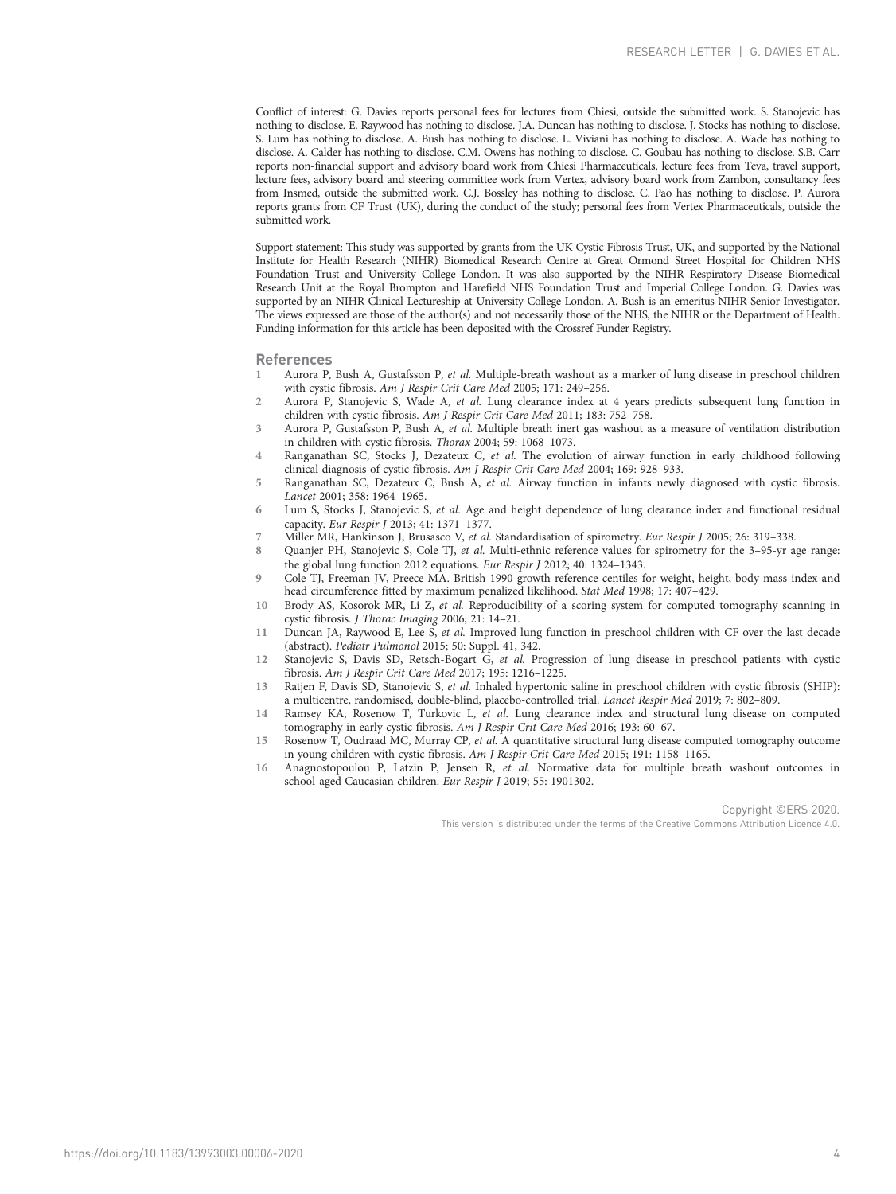Conflict of interest: G. Davies reports personal fees for lectures from Chiesi, outside the submitted work. S. Stanojevic has nothing to disclose. E. Raywood has nothing to disclose. J.A. Duncan has nothing to disclose. J. Stocks has nothing to disclose. S. Lum has nothing to disclose. A. Bush has nothing to disclose. L. Viviani has nothing to disclose. A. Wade has nothing to disclose. A. Calder has nothing to disclose. C.M. Owens has nothing to disclose. C. Goubau has nothing to disclose. S.B. Carr reports non-financial support and advisory board work from Chiesi Pharmaceuticals, lecture fees from Teva, travel support, lecture fees, advisory board and steering committee work from Vertex, advisory board work from Zambon, consultancy fees from Insmed, outside the submitted work. C.J. Bossley has nothing to disclose. C. Pao has nothing to disclose. P. Aurora reports grants from CF Trust (UK), during the conduct of the study; personal fees from Vertex Pharmaceuticals, outside the submitted work.

Support statement: This study was supported by grants from the UK Cystic Fibrosis Trust, UK, and supported by the National Institute for Health Research (NIHR) Biomedical Research Centre at Great Ormond Street Hospital for Children NHS Foundation Trust and University College London. It was also supported by the NIHR Respiratory Disease Biomedical Research Unit at the Royal Brompton and Harefield NHS Foundation Trust and Imperial College London. G. Davies was supported by an NIHR Clinical Lectureship at University College London. A. Bush is an emeritus NIHR Senior Investigator. The views expressed are those of the author(s) and not necessarily those of the NHS, the NIHR or the Department of Health. Funding information for this article has been deposited with the Crossref Funder Registry.

## References

1. Aurora P, Bush A, Gustafsson P, *et al.* Multiple-breath washout as a marker of lung disease in preschool children with cystic fibrosis. *Am J Respir Crit Care Med* 2005; 171: 249–256.
2. Aurora P, Stanojevic S, Wade A, *et al.* Lung clearance index at 4 years predicts subsequent lung function in children with cystic fibrosis. *Am J Respir Crit Care Med* 2011; 183: 752–758.
3. Aurora P, Gustafsson P, Bush A, *et al.* Multiple breath inert gas washout as a measure of ventilation distribution in children with cystic fibrosis. *Thorax* 2004; 59: 1068–1073.
4. Ranganathan SC, Stocks J, Dezateux C, *et al.* The evolution of airway function in early childhood following clinical diagnosis of cystic fibrosis. *Am J Respir Crit Care Med* 2004; 169: 928–933.
5. Ranganathan SC, Dezateux C, Bush A, *et al.* Airway function in infants newly diagnosed with cystic fibrosis. *Lancet* 2001; 358: 1964–1965.
6. Lum S, Stocks J, Stanojevic S, *et al.* Age and height dependence of lung clearance index and functional residual capacity. *Eur Respir J* 2013; 41: 1371–1377.
7. Miller MR, Hankinson J, Brusasco V, *et al.* Standardisation of spirometry. *Eur Respir J* 2005; 26: 319–338.
8. Quanjer PH, Stanojevic S, Cole TJ, *et al.* Multi-ethnic reference values for spirometry for the 3–95-yr age range: the global lung function 2012 equations. *Eur Respir J* 2012; 40: 1324–1343.
9. Cole TJ, Freeman JV, Preece MA. British 1990 growth reference centiles for weight, height, body mass index and head circumference fitted by maximum penalized likelihood. *Stat Med* 1998; 17: 407–429.
10. Brody AS, Kosorok MR, Li Z, *et al.* Reproducibility of a scoring system for computed tomography scanning in cystic fibrosis. *J Thorac Imaging* 2006; 21: 14–21.
11. Duncan JA, Raywood E, Lee S, *et al.* Improved lung function in preschool children with CF over the last decade (abstract). *Pediatr Pulmonol* 2015; 50: Suppl. 41, 342.
12. Stanojevic S, Davis SD, Retsch-Bogart G, *et al.* Progression of lung disease in preschool patients with cystic fibrosis. *Am J Respir Crit Care Med* 2017; 195: 1216–1225.
13. Ratjen F, Davis SD, Stanojevic S, *et al.* Inhaled hypertonic saline in preschool children with cystic fibrosis (SHIP): a multicentre, randomised, double-blind, placebo-controlled trial. *Lancet Respir Med* 2019; 7: 802–809.
14. Ramsey KA, Rosenow T, Turkovic L, *et al.* Lung clearance index and structural lung disease on computed tomography in early cystic fibrosis. *Am J Respir Crit Care Med* 2016; 193: 60–67.
15. Rosenow T, Oudraad MC, Murray CP, *et al.* A quantitative structural lung disease computed tomography outcome in young children with cystic fibrosis. *Am J Respir Crit Care Med* 2015; 191: 1158–1165.
16. Anagnostopoulou P, Latzin P, Jensen R, *et al.* Normative data for multiple breath washout outcomes in school-aged Caucasian children. *Eur Respir J* 2019; 55: 1901302.

Copyright ©ERS 2020.
This version is distributed under the terms of the Creative Commons Attribution Licence 4.0.